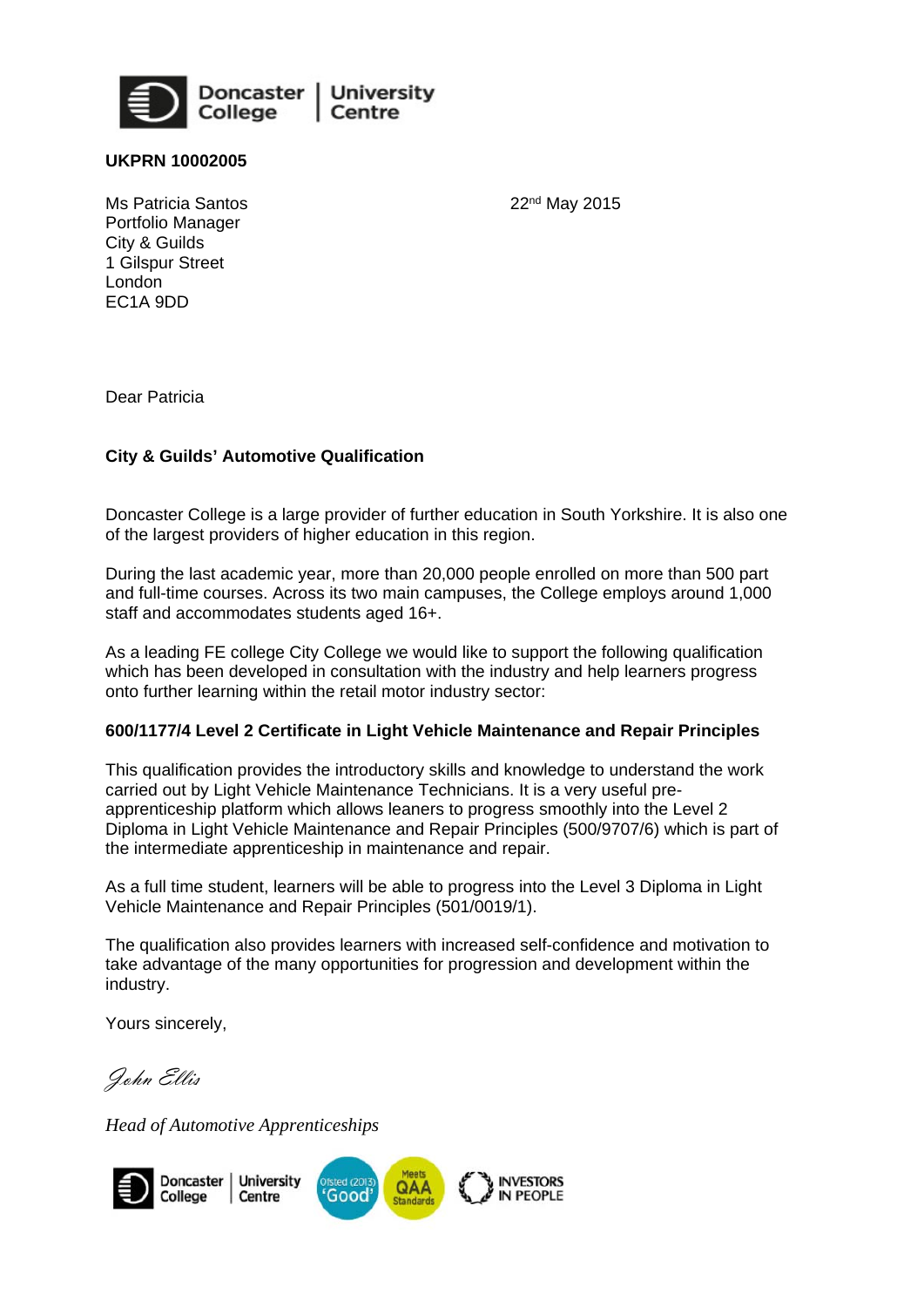Doncaster College | University Centre

**UKPRN 10002005**

Ms Patricia Santos
Portfolio Manager
City & Guilds
1 Gilspur Street
London
EC1A 9DD

22nd May 2015

Dear Patricia

**City & Guilds' Automotive Qualification**

Doncaster College is a large provider of further education in South Yorkshire. It is also one of the largest providers of higher education in this region.

During the last academic year, more than 20,000 people enrolled on more than 500 part and full-time courses. Across its two main campuses, the College employs around 1,000 staff and accommodates students aged 16+.

As a leading FE college City College we would like to support the following qualification which has been developed in consultation with the industry and help learners progress onto further learning within the retail motor industry sector:

**600/1177/4 Level 2 Certificate in Light Vehicle Maintenance and Repair Principles**

This qualification provides the introductory skills and knowledge to understand the work carried out by Light Vehicle Maintenance Technicians. It is a very useful pre-apprenticeship platform which allows leaners to progress smoothly into the Level 2 Diploma in Light Vehicle Maintenance and Repair Principles (500/9707/6) which is part of the intermediate apprenticeship in maintenance and repair.

As a full time student, learners will be able to progress into the Level 3 Diploma in Light Vehicle Maintenance and Repair Principles (501/0019/1).

The qualification also provides learners with increased self-confidence and motivation to take advantage of the many opportunities for progression and development within the industry.

Yours sincerely,

*John Ellis*

*Head of Automotive Apprenticeships*

Doncaster College | University Centre — Ofsted (2013) 'Good' — Meets QAA Standards — Investors in People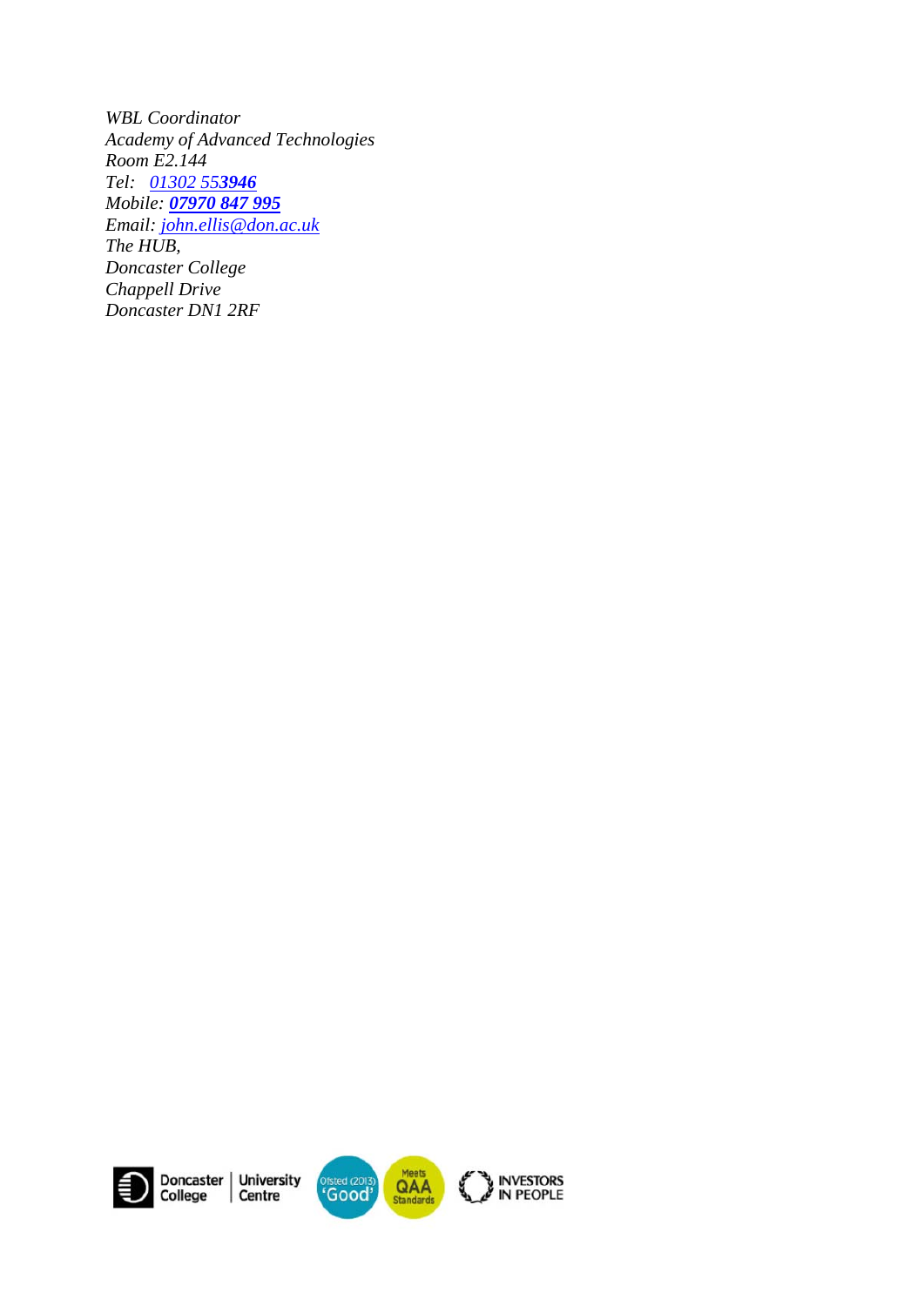*WBL Coordinator*
*Academy of Advanced Technologies*
*Room E2.144*
*Tel: 01302 553946*
*Mobile: **07970 847 995***
*Email: john.ellis@don.ac.uk*
*The HUB,*
*Doncaster College*
*Chappell Drive*
*Doncaster DN1 2RF*

Doncaster College | University Centre

Ofsted (2013) 'Good'

Meets QAA Standards

INVESTORS IN PEOPLE